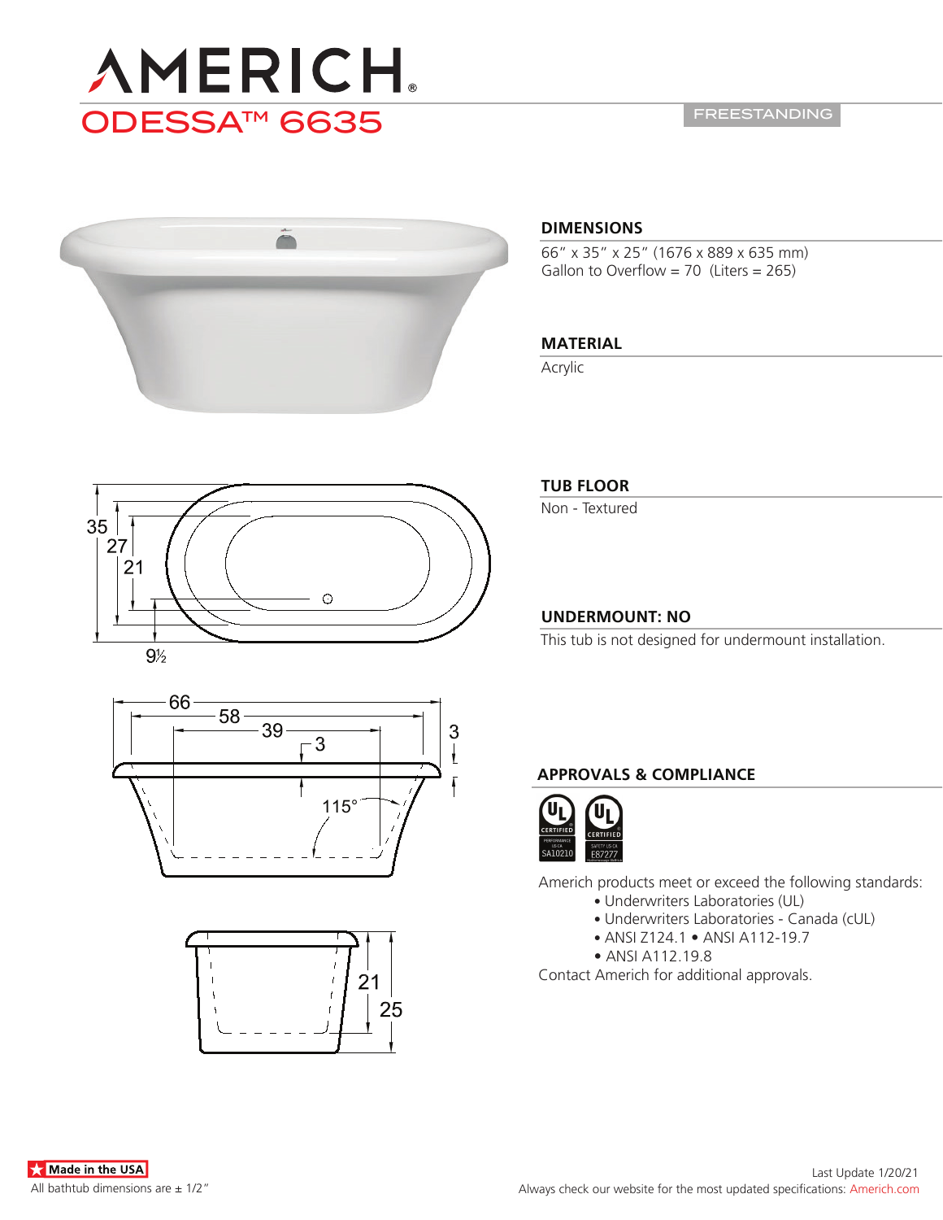# AMERICH

## ODESSA™ 6635

FREESTANDING

### DIMENSIONS

66″ x 35″ x 25″ (1676 x 889 x 635 mm)
Gallon to Overflow = 70 (Liters = 265)

### MATERIAL

Acrylic

### TUB FLOOR

Non - Textured

### UNDERMOUNT: NO

This tub is not designed for undermount installation.

### APPROVALS & COMPLIANCE

Americh products meet or exceed the following standards:

- Underwriters Laboratories (UL)
- Underwriters Laboratories - Canada (cUL)
- ANSI Z124.1 • ANSI A112-19.7
- ANSI A112.19.8

Contact Americh for additional approvals.

Made in the USA

All bathtub dimensions are ± 1/2″

Last Update 1/20/21

Always check our website for the most updated specifications: Americh.com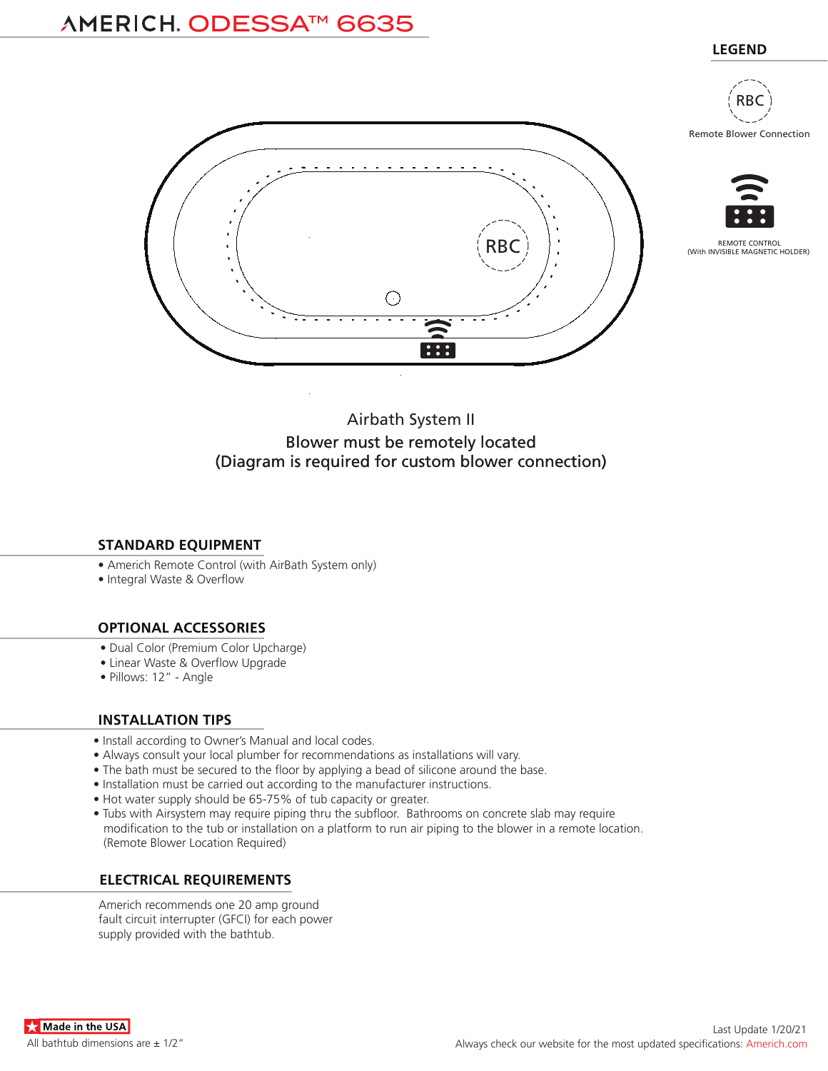# AMERICH. ODESSA™ 6635

## LEGEND

RBC

Remote Blower Connection

REMOTE CONTROL
(With INVISIBLE MAGNETIC HOLDER)

RBC

Airbath System II

Blower must be remotely located
(Diagram is required for custom blower connection)

## STANDARD EQUIPMENT

- Americh Remote Control (with AirBath System only)
- Integral Waste & Overflow

## OPTIONAL ACCESSORIES

- Dual Color (Premium Color Upcharge)
- Linear Waste & Overflow Upgrade
- Pillows: 12" - Angle

## INSTALLATION TIPS

- Install according to Owner's Manual and local codes.
- Always consult your local plumber for recommendations as installations will vary.
- The bath must be secured to the floor by applying a bead of silicone around the base.
- Installation must be carried out according to the manufacturer instructions.
- Hot water supply should be 65-75% of tub capacity or greater.
- Tubs with Airsystem may require piping thru the subfloor. Bathrooms on concrete slab may require modification to the tub or installation on a platform to run air piping to the blower in a remote location. (Remote Blower Location Required)

## ELECTRICAL REQUIREMENTS

Americh recommends one 20 amp ground fault circuit interrupter (GFCI) for each power supply provided with the bathtub.

Made in the USA

All bathtub dimensions are ± 1/2"

Last Update 1/20/21

Always check our website for the most updated specifications: Americh.com